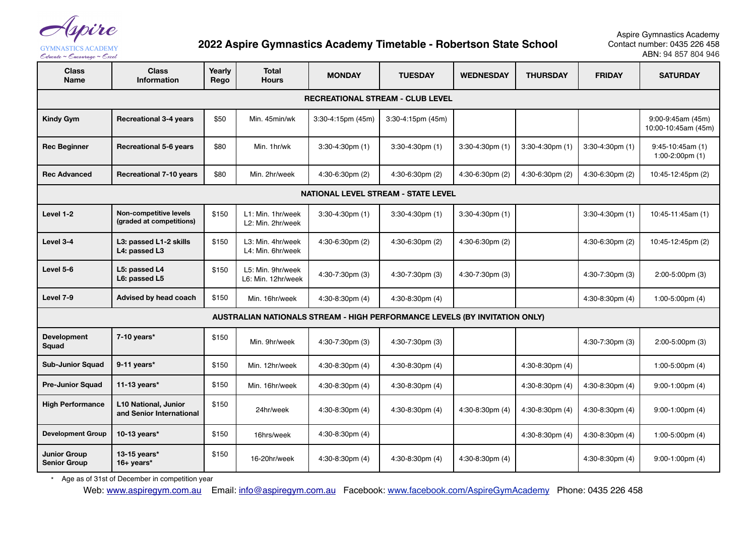Aspire
GYMNASTICS ACADEMY
Educate ~ Encourage ~ Excel

# 2022 Aspire Gymnastics Academy Timetable - Robertson State School

Aspire Gymnastics Academy
Contact number: 0435 226 458
ABN: 94 857 804 946

| Class Name | Class Information | Yearly Rego | Total Hours | MONDAY | TUESDAY | WEDNESDAY | THURSDAY | FRIDAY | SATURDAY |
|---|---|---|---|---|---|---|---|---|---|
| **RECREATIONAL STREAM - CLUB LEVEL** | | | | | | | | | |
| **Kindy Gym** | **Recreational 3-4 years** | $50 | Min. 45min/wk | 3:30-4:15pm (45m) | 3:30-4:15pm (45m) | | | | 9:00-9:45am (45m) 10:00-10:45am (45m) |
| **Rec Beginner** | **Recreational 5-6 years** | $80 | Min. 1hr/wk | 3:30-4:30pm (1) | 3:30-4:30pm (1) | 3:30-4:30pm (1) | 3:30-4:30pm (1) | 3:30-4:30pm (1) | 9:45-10:45am (1) 1:00-2:00pm (1) |
| **Rec Advanced** | **Recreational 7-10 years** | $80 | Min. 2hr/week | 4:30-6:30pm (2) | 4:30-6:30pm (2) | 4:30-6:30pm (2) | 4:30-6:30pm (2) | 4:30-6:30pm (2) | 10:45-12:45pm (2) |
| **NATIONAL LEVEL STREAM - STATE LEVEL** | | | | | | | | | |
| **Level 1-2** | **Non-competitive levels (graded at competitions)** | $150 | L1: Min. 1hr/week L2: Min. 2hr/week | 3:30-4:30pm (1) | 3:30-4:30pm (1) | 3:30-4:30pm (1) | | 3:30-4:30pm (1) | 10:45-11:45am (1) |
| **Level 3-4** | **L3: passed L1-2 skills L4: passed L3** | $150 | L3: Min. 4hr/week L4: Min. 6hr/week | 4:30-6:30pm (2) | 4:30-6:30pm (2) | 4:30-6:30pm (2) | | 4:30-6:30pm (2) | 10:45-12:45pm (2) |
| **Level 5-6** | **L5: passed L4 L6: passed L5** | $150 | L5: Min. 9hr/week L6: Min. 12hr/week | 4:30-7:30pm (3) | 4:30-7:30pm (3) | 4:30-7:30pm (3) | | 4:30-7:30pm (3) | 2:00-5:00pm (3) |
| **Level 7-9** | **Advised by head coach** | $150 | Min. 16hr/week | 4:30-8:30pm (4) | 4:30-8:30pm (4) | | | 4:30-8:30pm (4) | 1:00-5:00pm (4) |
| **AUSTRALIAN NATIONALS STREAM - HIGH PERFORMANCE LEVELS (BY INVITATION ONLY)** | | | | | | | | | |
| **Development Squad** | **7-10 years*** | $150 | Min. 9hr/week | 4:30-7:30pm (3) | 4:30-7:30pm (3) | | | 4:30-7:30pm (3) | 2:00-5:00pm (3) |
| **Sub-Junior Squad** | **9-11 years*** | $150 | Min. 12hr/week | 4:30-8:30pm (4) | 4:30-8:30pm (4) | | 4:30-8:30pm (4) | | 1:00-5:00pm (4) |
| **Pre-Junior Squad** | **11-13 years*** | $150 | Min. 16hr/week | 4:30-8:30pm (4) | 4:30-8:30pm (4) | | 4:30-8:30pm (4) | 4:30-8:30pm (4) | 9:00-1:00pm (4) |
| **High Performance** | **L10 National, Junior and Senior International** | $150 | 24hr/week | 4:30-8:30pm (4) | 4:30-8:30pm (4) | 4:30-8:30pm (4) | 4:30-8:30pm (4) | 4:30-8:30pm (4) | 9:00-1:00pm (4) |
| **Development Group** | **10-13 years*** | $150 | 16hrs/week | 4:30-8:30pm (4) | | | 4:30-8:30pm (4) | 4:30-8:30pm (4) | 1:00-5:00pm (4) |
| **Junior Group Senior Group** | **13-15 years* 16+ years*** | $150 | 16-20hr/week | 4:30-8:30pm (4) | 4:30-8:30pm (4) | 4:30-8:30pm (4) | | 4:30-8:30pm (4) | 9:00-1:00pm (4) |

\* Age as of 31st of December in competition year

Web: www.aspiregym.com.au Email: info@aspiregym.com.au Facebook: www.facebook.com/AspireGymAcademy Phone: 0435 226 458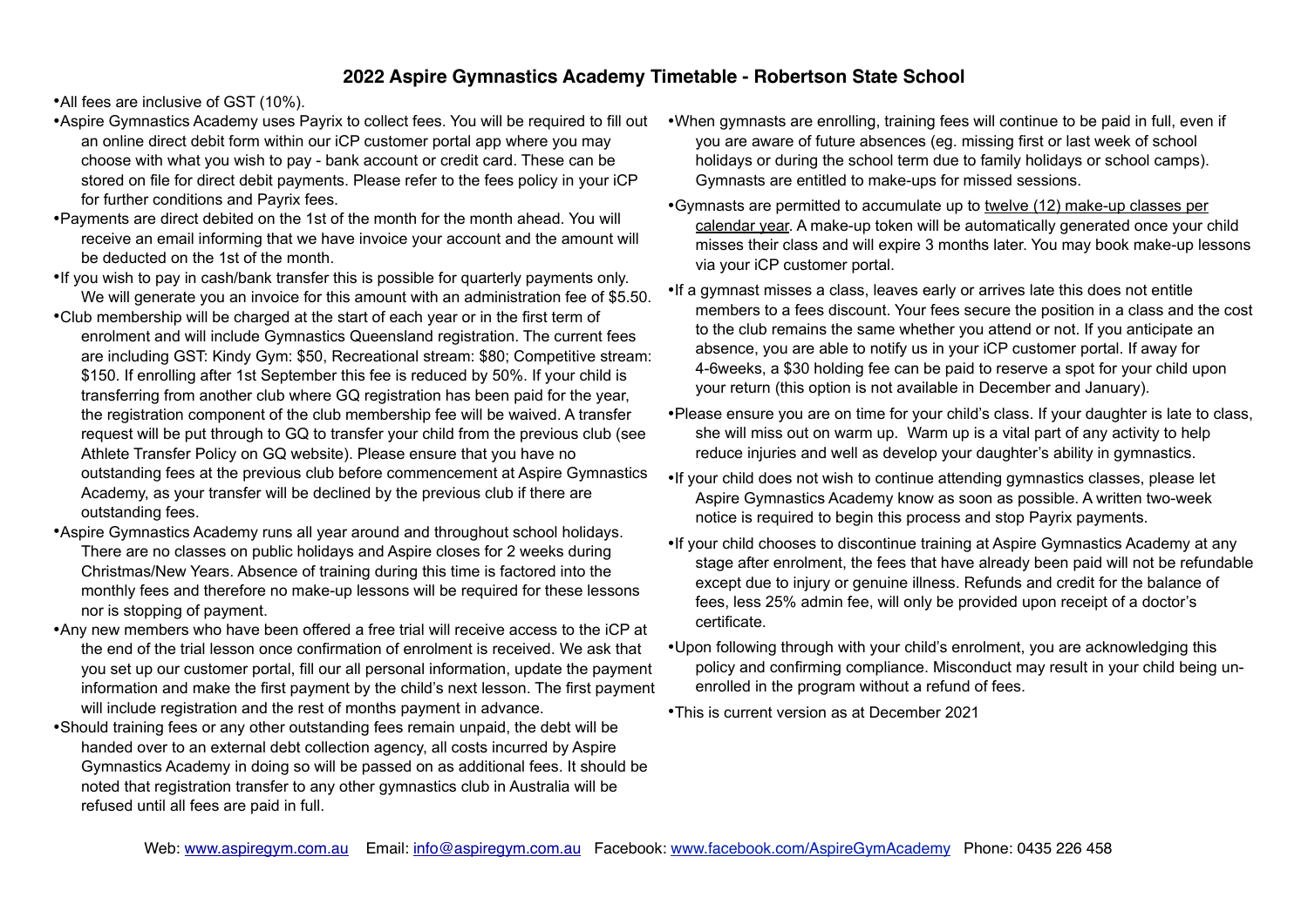## 2022 Aspire Gymnastics Academy Timetable - Robertson State School

- All fees are inclusive of GST (10%).
- Aspire Gymnastics Academy uses Payrix to collect fees. You will be required to fill out an online direct debit form within our iCP customer portal app where you may choose with what you wish to pay - bank account or credit card. These can be stored on file for direct debit payments. Please refer to the fees policy in your iCP for further conditions and Payrix fees.
- Payments are direct debited on the 1st of the month for the month ahead. You will receive an email informing that we have invoice your account and the amount will be deducted on the 1st of the month.
- If you wish to pay in cash/bank transfer this is possible for quarterly payments only. We will generate you an invoice for this amount with an administration fee of $5.50.
- Club membership will be charged at the start of each year or in the first term of enrolment and will include Gymnastics Queensland registration. The current fees are including GST: Kindy Gym: $50, Recreational stream: $80; Competitive stream: $150. If enrolling after 1st September this fee is reduced by 50%. If your child is transferring from another club where GQ registration has been paid for the year, the registration component of the club membership fee will be waived. A transfer request will be put through to GQ to transfer your child from the previous club (see Athlete Transfer Policy on GQ website). Please ensure that you have no outstanding fees at the previous club before commencement at Aspire Gymnastics Academy, as your transfer will be declined by the previous club if there are outstanding fees.
- Aspire Gymnastics Academy runs all year around and throughout school holidays. There are no classes on public holidays and Aspire closes for 2 weeks during Christmas/New Years. Absence of training during this time is factored into the monthly fees and therefore no make-up lessons will be required for these lessons nor is stopping of payment.
- Any new members who have been offered a free trial will receive access to the iCP at the end of the trial lesson once confirmation of enrolment is received. We ask that you set up our customer portal, fill our all personal information, update the payment information and make the first payment by the child's next lesson. The first payment will include registration and the rest of months payment in advance.
- Should training fees or any other outstanding fees remain unpaid, the debt will be handed over to an external debt collection agency, all costs incurred by Aspire Gymnastics Academy in doing so will be passed on as additional fees. It should be noted that registration transfer to any other gymnastics club in Australia will be refused until all fees are paid in full.
- When gymnasts are enrolling, training fees will continue to be paid in full, even if you are aware of future absences (eg. missing first or last week of school holidays or during the school term due to family holidays or school camps). Gymnasts are entitled to make-ups for missed sessions.
- Gymnasts are permitted to accumulate up to twelve (12) make-up classes per calendar year. A make-up token will be automatically generated once your child misses their class and will expire 3 months later. You may book make-up lessons via your iCP customer portal.
- If a gymnast misses a class, leaves early or arrives late this does not entitle members to a fees discount. Your fees secure the position in a class and the cost to the club remains the same whether you attend or not. If you anticipate an absence, you are able to notify us in your iCP customer portal. If away for 4-6weeks, a $30 holding fee can be paid to reserve a spot for your child upon your return (this option is not available in December and January).
- Please ensure you are on time for your child's class. If your daughter is late to class, she will miss out on warm up. Warm up is a vital part of any activity to help reduce injuries and well as develop your daughter's ability in gymnastics.
- If your child does not wish to continue attending gymnastics classes, please let Aspire Gymnastics Academy know as soon as possible. A written two-week notice is required to begin this process and stop Payrix payments.
- If your child chooses to discontinue training at Aspire Gymnastics Academy at any stage after enrolment, the fees that have already been paid will not be refundable except due to injury or genuine illness. Refunds and credit for the balance of fees, less 25% admin fee, will only be provided upon receipt of a doctor's certificate.
- Upon following through with your child's enrolment, you are acknowledging this policy and confirming compliance. Misconduct may result in your child being un-enrolled in the program without a refund of fees.
- This is current version as at December 2021

Web: www.aspiregym.com.au Email: info@aspiregym.com.au Facebook: www.facebook.com/AspireGymAcademy Phone: 0435 226 458